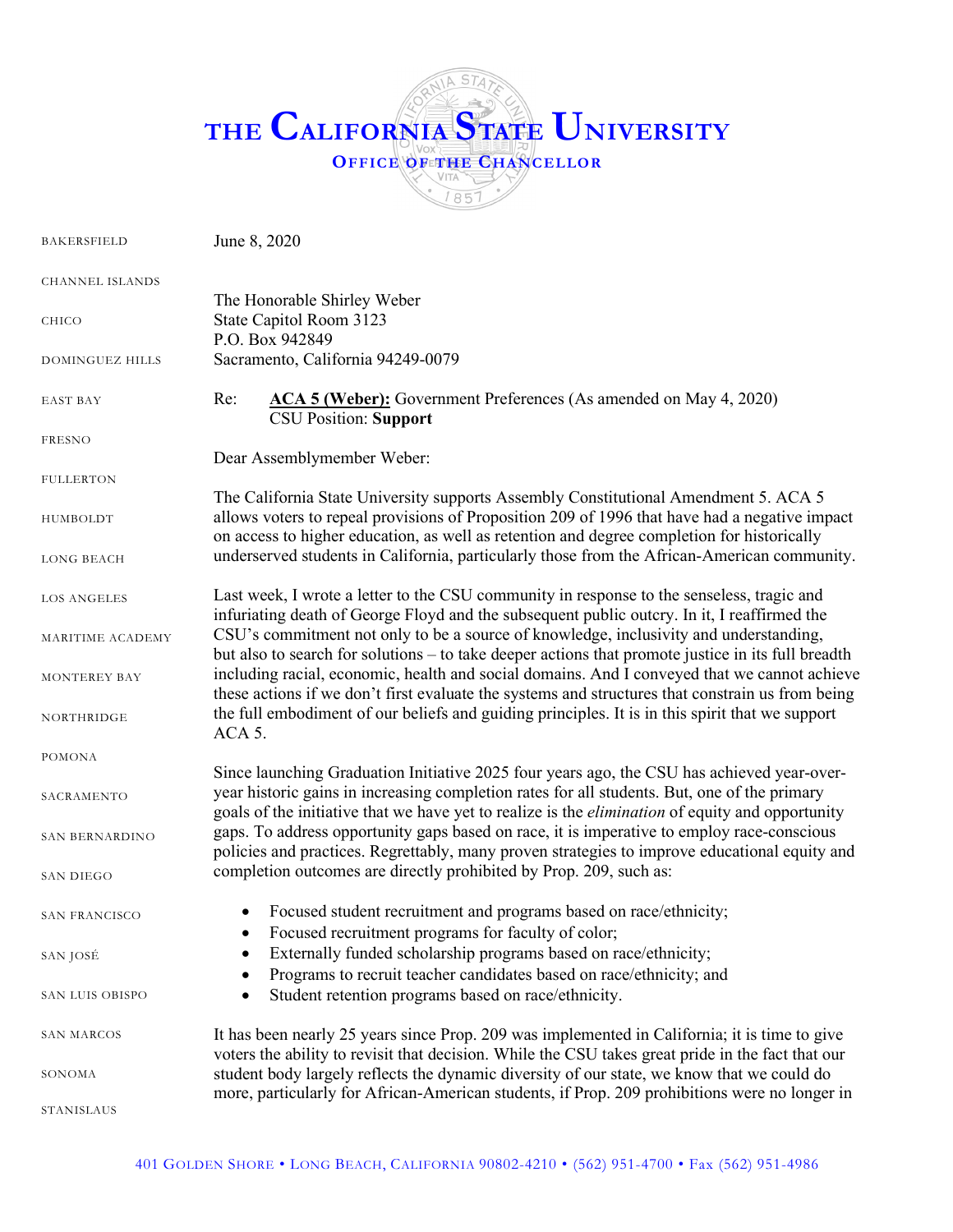# THE CALIFORNIA STATE UNIVERSITY

## OFFICE OF THE CHANCELLOR

BAKERSFIELD
CHANNEL ISLANDS
CHICO
DOMINGUEZ HILLS
EAST BAY
FRESNO
FULLERTON
HUMBOLDT
LONG BEACH
LOS ANGELES
MARITIME ACADEMY
MONTEREY BAY
NORTHRIDGE
POMONA
SACRAMENTO
SAN BERNARDINO
SAN DIEGO
SAN FRANCISCO
SAN JOSÉ
SAN LUIS OBISPO
SAN MARCOS
SONOMA
STANISLAUS

June 8, 2020

The Honorable Shirley Weber
State Capitol Room 3123
P.O. Box 942849
Sacramento, California 94249-0079

Re: **ACA 5 (Weber):** Government Preferences (As amended on May 4, 2020)
CSU Position: **Support**

Dear Assemblymember Weber:

The California State University supports Assembly Constitutional Amendment 5. ACA 5 allows voters to repeal provisions of Proposition 209 of 1996 that have had a negative impact on access to higher education, as well as retention and degree completion for historically underserved students in California, particularly those from the African-American community.

Last week, I wrote a letter to the CSU community in response to the senseless, tragic and infuriating death of George Floyd and the subsequent public outcry. In it, I reaffirmed the CSU's commitment not only to be a source of knowledge, inclusivity and understanding, but also to search for solutions – to take deeper actions that promote justice in its full breadth including racial, economic, health and social domains. And I conveyed that we cannot achieve these actions if we don't first evaluate the systems and structures that constrain us from being the full embodiment of our beliefs and guiding principles. It is in this spirit that we support ACA 5.

Since launching Graduation Initiative 2025 four years ago, the CSU has achieved year-over-year historic gains in increasing completion rates for all students. But, one of the primary goals of the initiative that we have yet to realize is the *elimination* of equity and opportunity gaps. To address opportunity gaps based on race, it is imperative to employ race-conscious policies and practices. Regrettably, many proven strategies to improve educational equity and completion outcomes are directly prohibited by Prop. 209, such as:

- Focused student recruitment and programs based on race/ethnicity;
- Focused recruitment programs for faculty of color;
- Externally funded scholarship programs based on race/ethnicity;
- Programs to recruit teacher candidates based on race/ethnicity; and
- Student retention programs based on race/ethnicity.

It has been nearly 25 years since Prop. 209 was implemented in California; it is time to give voters the ability to revisit that decision. While the CSU takes great pride in the fact that our student body largely reflects the dynamic diversity of our state, we know that we could do more, particularly for African-American students, if Prop. 209 prohibitions were no longer in

401 GOLDEN SHORE • LONG BEACH, CALIFORNIA 90802-4210 • (562) 951-4700 • Fax (562) 951-4986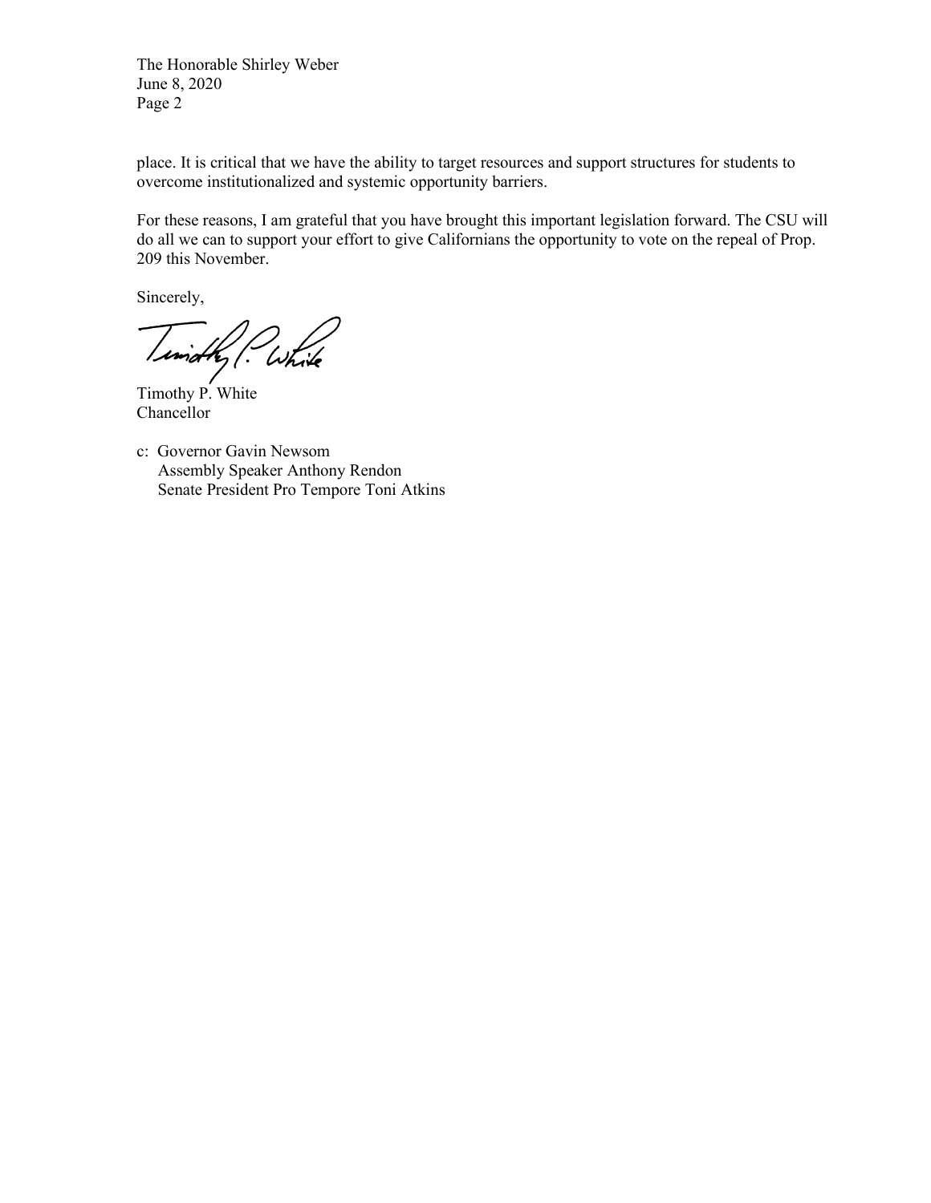place. It is critical that we have the ability to target resources and support structures for students to overcome institutionalized and systemic opportunity barriers.

For these reasons, I am grateful that you have brought this important legislation forward. The CSU will do all we can to support your effort to give Californians the opportunity to vote on the repeal of Prop. 209 this November.

Sincerely,

Timothy P. White
Chancellor

c: Governor Gavin Newsom
   Assembly Speaker Anthony Rendon
   Senate President Pro Tempore Toni Atkins